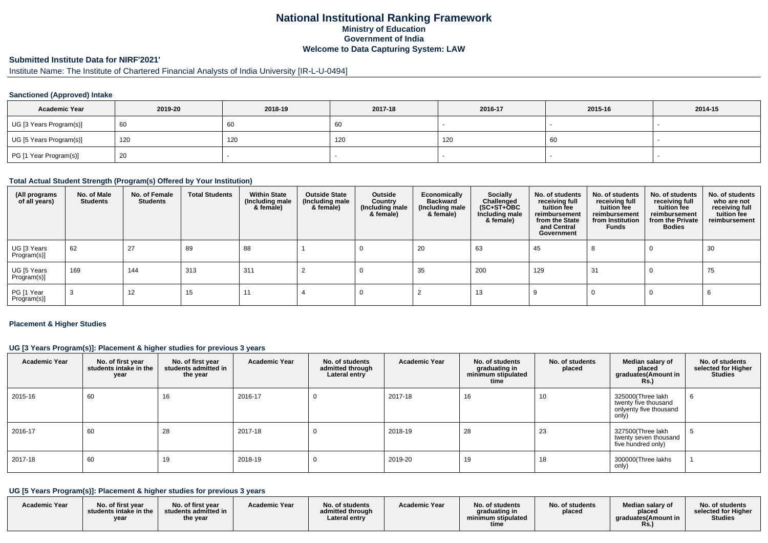# National Institutional Ranking Framework
## Ministry of Education
## Government of India
## Welcome to Data Capturing System: LAW

### Submitted Institute Data for NIRF'2021'

Institute Name: The Institute of Chartered Financial Analysts of India University [IR-L-U-0494]

#### Sanctioned (Approved) Intake

| Academic Year | 2019-20 | 2018-19 | 2017-18 | 2016-17 | 2015-16 | 2014-15 |
|---|---|---|---|---|---|---|
| UG [3 Years Program(s)] | 60 | 60 | 60 | - | - | - |
| UG [5 Years Program(s)] | 120 | 120 | 120 | 120 | 60 | - |
| PG [1 Year Program(s)] | 20 | - | - | - | - | - |

#### Total Actual Student Strength (Program(s) Offered by Your Institution)

| (All programs of all years) | No. of Male Students | No. of Female Students | Total Students | Within State (Including male & female) | Outside State (Including male & female) | Outside Country (Including male & female) | Economically Backward (Including male & female) | Socially Challenged (SC+ST+OBC Including male & female) | No. of students receiving full tuition fee reimbursement from the State and Central Government | No. of students receiving full tuition fee reimbursement from Institution Funds | No. of students receiving full tuition fee reimbursement from the Private Bodies | No. of students who are not receiving full tuition fee reimbursement |
|---|---|---|---|---|---|---|---|---|---|---|---|---|
| UG [3 Years Program(s)] | 62 | 27 | 89 | 88 | 1 | 0 | 20 | 63 | 45 | 8 | 0 | 30 |
| UG [5 Years Program(s)] | 169 | 144 | 313 | 311 | 2 | 0 | 35 | 200 | 129 | 31 | 0 | 75 |
| PG [1 Year Program(s)] | 3 | 12 | 15 | 11 | 4 | 0 | 2 | 13 | 9 | 0 | 0 | 6 |

#### Placement & Higher Studies

#### UG [3 Years Program(s)]: Placement & higher studies for previous 3 years

| Academic Year | No. of first year students intake in the year | No. of first year students admitted in the year | Academic Year | No. of students admitted through Lateral entry | Academic Year | No. of students graduating in minimum stipulated time | No. of students placed | Median salary of placed graduates(Amount in Rs.) | No. of students selected for Higher Studies |
|---|---|---|---|---|---|---|---|---|---|
| 2015-16 | 60 | 16 | 2016-17 | 0 | 2017-18 | 16 | 10 | 325000(Three lakh twenty five thousand onlyenty five thousand only) | 6 |
| 2016-17 | 60 | 28 | 2017-18 | 0 | 2018-19 | 28 | 23 | 327500(Three lakh twenty seven thousand five hundred only) | 5 |
| 2017-18 | 60 | 19 | 2018-19 | 0 | 2019-20 | 19 | 18 | 300000(Three lakhs only) | 1 |

#### UG [5 Years Program(s)]: Placement & higher studies for previous 3 years

| Academic Year | No. of first year students intake in the year | No. of first year students admitted in the year | Academic Year | No. of students admitted through Lateral entry | Academic Year | No. of students graduating in minimum stipulated time | No. of students placed | Median salary of placed graduates(Amount in Rs.) | No. of students selected for Higher Studies |
|---|---|---|---|---|---|---|---|---|---|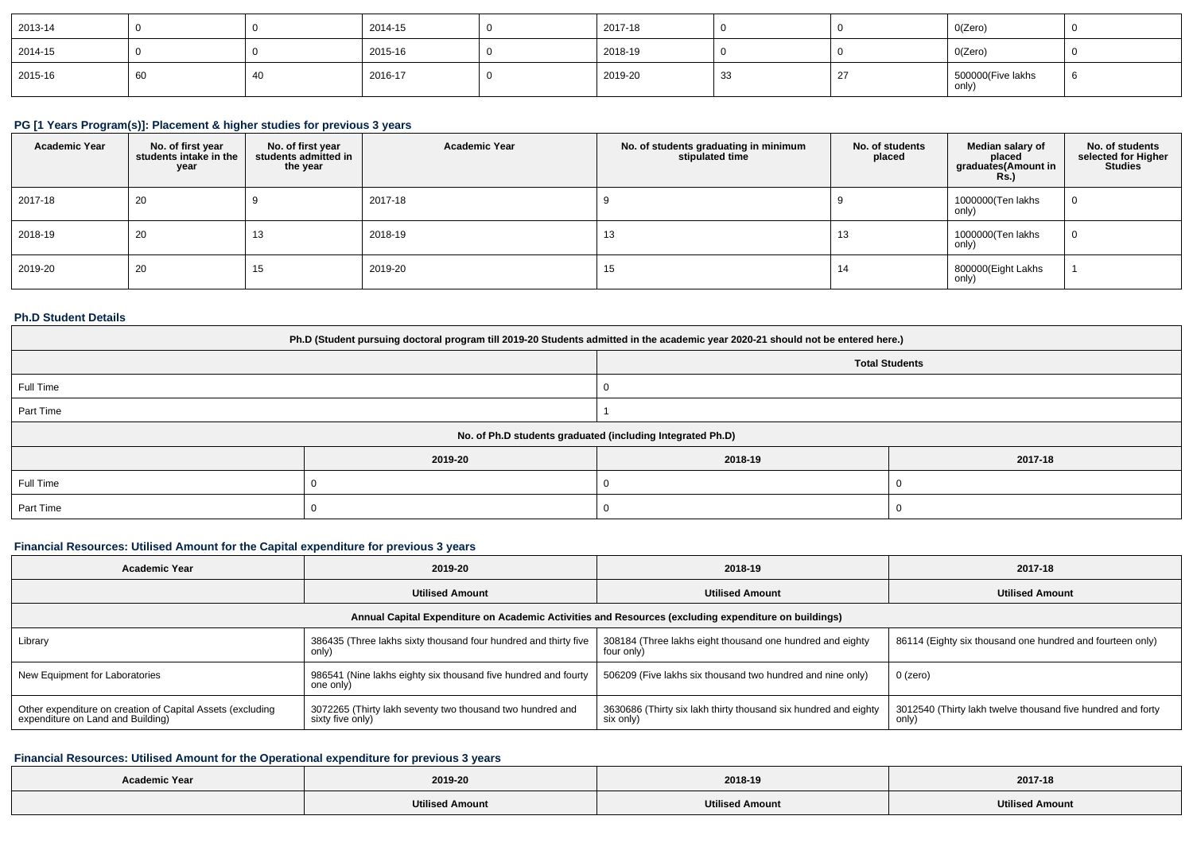| 2013-14 | 0 | 0 | 2014-15 | 0 | 2017-18 | 0 | 0 | 0(Zero) | 0 |
|---|---|---|---|---|---|---|---|---|---|
| 2014-15 | 0 | 0 | 2015-16 | 0 | 2018-19 | 0 | 0 | 0(Zero) | 0 |
| 2015-16 | 60 | 40 | 2016-17 | 0 | 2019-20 | 33 | 27 | 500000(Five lakhs only) | 6 |

### PG [1 Years Program(s)]: Placement & higher studies for previous 3 years

| Academic Year | No. of first year students intake in the year | No. of first year students admitted in the year | Academic Year | No. of students graduating in minimum stipulated time | No. of students placed | Median salary of placed graduates(Amount in Rs.) | No. of students selected for Higher Studies |
|---|---|---|---|---|---|---|---|
| 2017-18 | 20 | 9 | 2017-18 | 9 | 9 | 1000000(Ten lakhs only) | 0 |
| 2018-19 | 20 | 13 | 2018-19 | 13 | 13 | 1000000(Ten lakhs only) | 0 |
| 2019-20 | 20 | 15 | 2019-20 | 15 | 14 | 800000(Eight Lakhs only) | 1 |

### Ph.D Student Details

| Ph.D (Student pursuing doctoral program till 2019-20 Students admitted in the academic year 2020-21 should not be entered here.) | |
|---|---|
| | Total Students |
| Full Time | 0 |
| Part Time | 1 |

| No. of Ph.D students graduated (including Integrated Ph.D) | | | |
|---|---|---|---|
| | 2019-20 | 2018-19 | 2017-18 |
| Full Time | 0 | 0 | 0 |
| Part Time | 0 | 0 | 0 |

### Financial Resources: Utilised Amount for the Capital expenditure for previous 3 years

| Academic Year | 2019-20 | 2018-19 | 2017-18 |
|---|---|---|---|
| | Utilised Amount | Utilised Amount | Utilised Amount |
| Annual Capital Expenditure on Academic Activities and Resources (excluding expenditure on buildings) | | | |
| Library | 386435 (Three lakhs sixty thousand four hundred and thirty five only) | 308184 (Three lakhs eight thousand one hundred and eighty four only) | 86114 (Eighty six thousand one hundred and fourteen only) |
| New Equipment for Laboratories | 986541 (Nine lakhs eighty six thousand five hundred and fourty one only) | 506209 (Five lakhs six thousand two hundred and nine only) | 0 (zero) |
| Other expenditure on creation of Capital Assets (excluding expenditure on Land and Building) | 3072265 (Thirty lakh seventy two thousand two hundred and sixty five only) | 3630686 (Thirty six lakh thirty thousand six hundred and eighty six only) | 3012540 (Thirty lakh twelve thousand five hundred and forty only) |

### Financial Resources: Utilised Amount for the Operational expenditure for previous 3 years

| Academic Year | 2019-20 | 2018-19 | 2017-18 |
|---|---|---|---|
| | Utilised Amount | Utilised Amount | Utilised Amount |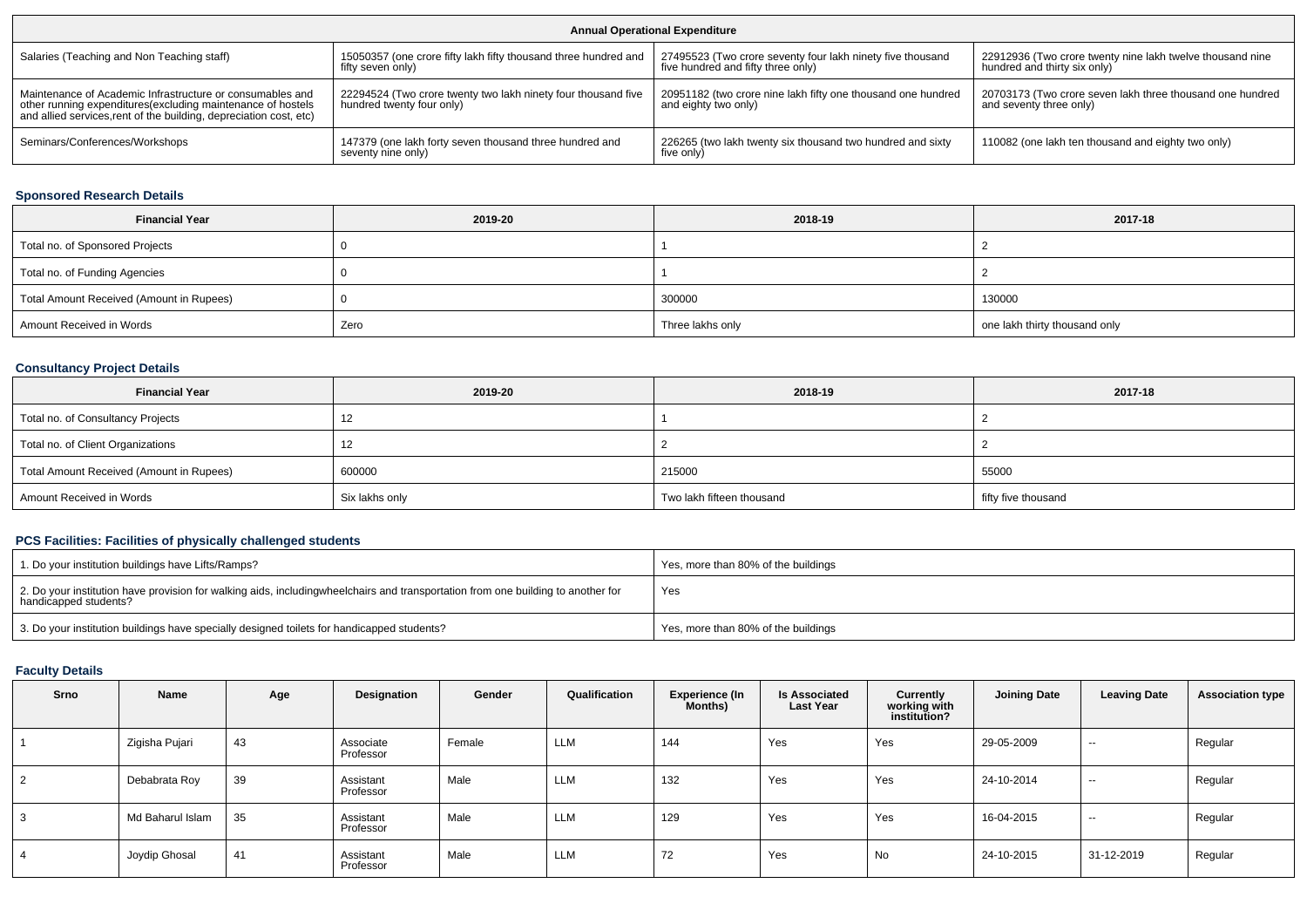| Annual Operational Expenditure | | | |
|---|---|---|---|
| Salaries (Teaching and Non Teaching staff) | 15050357 (one crore fifty lakh fifty thousand three hundred and fifty seven only) | 27495523 (Two crore seventy four lakh ninety five thousand five hundred and fifty three only) | 22912936 (Two crore twenty nine lakh twelve thousand nine hundred and thirty six only) |
| Maintenance of Academic Infrastructure or consumables and other running expenditures(excluding maintenance of hostels and allied services,rent of the building, depreciation cost, etc) | 22294524 (Two crore twenty two lakh ninety four thousand five hundred twenty four only) | 20951182 (two crore nine lakh fifty one thousand one hundred and eighty two only) | 20703173 (Two crore seven lakh three thousand one hundred and seventy three only) |
| Seminars/Conferences/Workshops | 147379 (one lakh forty seven thousand three hundred and seventy nine only) | 226265 (two lakh twenty six thousand two hundred and sixty five only) | 110082 (one lakh ten thousand and eighty two only) |

## Sponsored Research Details

| Financial Year | 2019-20 | 2018-19 | 2017-18 |
|---|---|---|---|
| Total no. of Sponsored Projects | 0 | 1 | 2 |
| Total no. of Funding Agencies | 0 | 1 | 2 |
| Total Amount Received (Amount in Rupees) | 0 | 300000 | 130000 |
| Amount Received in Words | Zero | Three lakhs only | one lakh thirty thousand only |

## Consultancy Project Details

| Financial Year | 2019-20 | 2018-19 | 2017-18 |
|---|---|---|---|
| Total no. of Consultancy Projects | 12 | 1 | 2 |
| Total no. of Client Organizations | 12 | 2 | 2 |
| Total Amount Received (Amount in Rupees) | 600000 | 215000 | 55000 |
| Amount Received in Words | Six lakhs only | Two lakh fifteen thousand | fifty five thousand |

## PCS Facilities: Facilities of physically challenged students

| | |
|---|---|
| 1. Do your institution buildings have Lifts/Ramps? | Yes, more than 80% of the buildings |
| 2. Do your institution have provision for walking aids, includingwheelchairs and transportation from one building to another for handicapped students? | Yes |
| 3. Do your institution buildings have specially designed toilets for handicapped students? | Yes, more than 80% of the buildings |

## Faculty Details

| Srno | Name | Age | Designation | Gender | Qualification | Experience (In Months) | Is Associated Last Year | Currently working with institution? | Joining Date | Leaving Date | Association type |
|---|---|---|---|---|---|---|---|---|---|---|---|
| 1 | Zigisha Pujari | 43 | Associate Professor | Female | LLM | 144 | Yes | Yes | 29-05-2009 | -- | Regular |
| 2 | Debabrata Roy | 39 | Assistant Professor | Male | LLM | 132 | Yes | Yes | 24-10-2014 | -- | Regular |
| 3 | Md Baharul Islam | 35 | Assistant Professor | Male | LLM | 129 | Yes | Yes | 16-04-2015 | -- | Regular |
| 4 | Joydip Ghosal | 41 | Assistant Professor | Male | LLM | 72 | Yes | No | 24-10-2015 | 31-12-2019 | Regular |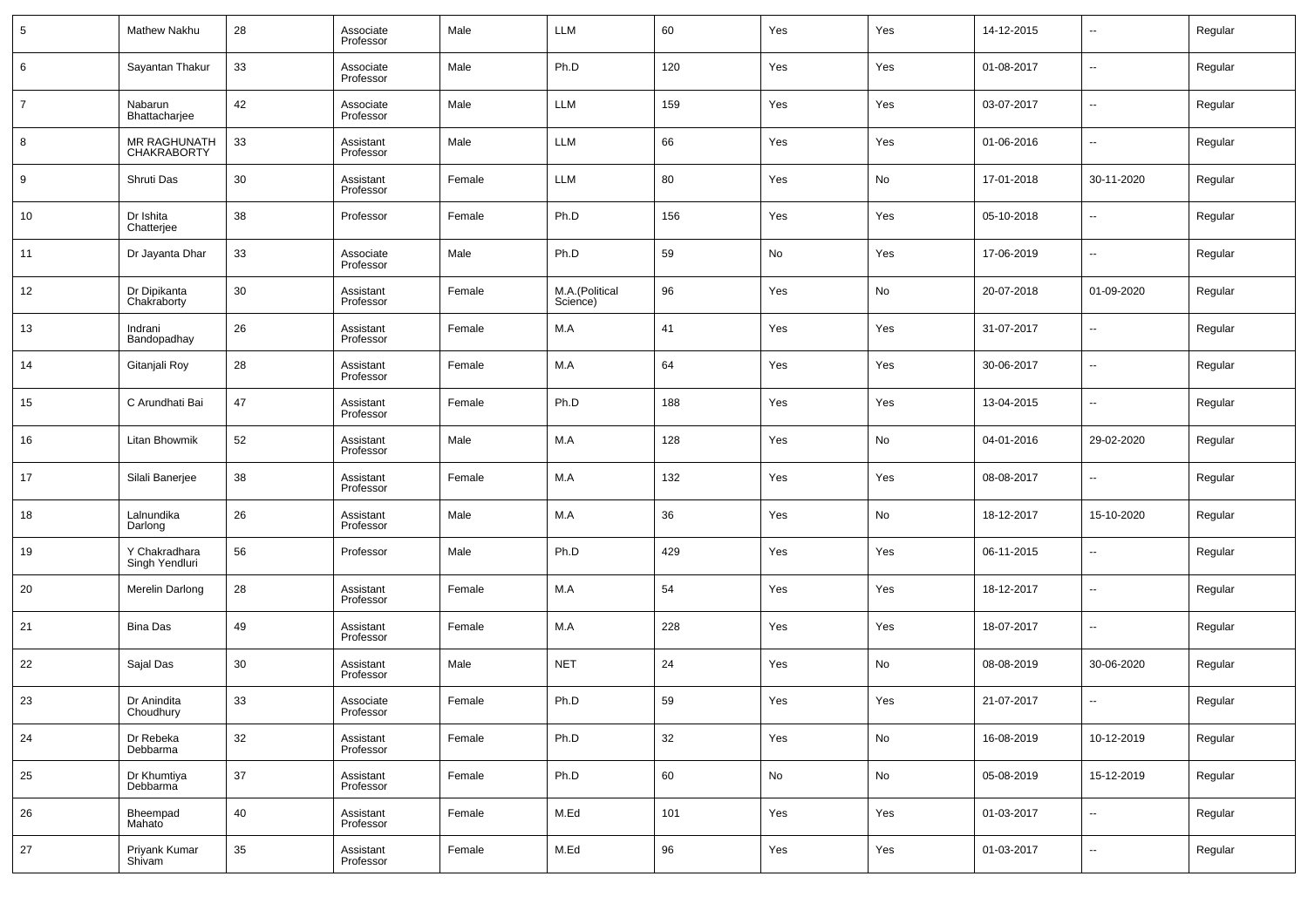| 5 | Mathew Nakhu | 28 | Associate Professor | Male | LLM | 60 | Yes | Yes | 14-12-2015 | -- | Regular |
|---|---|---|---|---|---|---|---|---|---|---|---|
| 6 | Sayantan Thakur | 33 | Associate Professor | Male | Ph.D | 120 | Yes | Yes | 01-08-2017 | -- | Regular |
| 7 | Nabarun Bhattacharjee | 42 | Associate Professor | Male | LLM | 159 | Yes | Yes | 03-07-2017 | -- | Regular |
| 8 | MR RAGHUNATH CHAKRABORTY | 33 | Assistant Professor | Male | LLM | 66 | Yes | Yes | 01-06-2016 | -- | Regular |
| 9 | Shruti Das | 30 | Assistant Professor | Female | LLM | 80 | Yes | No | 17-01-2018 | 30-11-2020 | Regular |
| 10 | Dr Ishita Chatterjee | 38 | Professor | Female | Ph.D | 156 | Yes | Yes | 05-10-2018 | -- | Regular |
| 11 | Dr Jayanta Dhar | 33 | Associate Professor | Male | Ph.D | 59 | No | Yes | 17-06-2019 | -- | Regular |
| 12 | Dr Dipikanta Chakraborty | 30 | Assistant Professor | Female | M.A.(Political Science) | 96 | Yes | No | 20-07-2018 | 01-09-2020 | Regular |
| 13 | Indrani Bandopadhay | 26 | Assistant Professor | Female | M.A | 41 | Yes | Yes | 31-07-2017 | -- | Regular |
| 14 | Gitanjali Roy | 28 | Assistant Professor | Female | M.A | 64 | Yes | Yes | 30-06-2017 | -- | Regular |
| 15 | C Arundhati Bai | 47 | Assistant Professor | Female | Ph.D | 188 | Yes | Yes | 13-04-2015 | -- | Regular |
| 16 | Litan Bhowmik | 52 | Assistant Professor | Male | M.A | 128 | Yes | No | 04-01-2016 | 29-02-2020 | Regular |
| 17 | Silali Banerjee | 38 | Assistant Professor | Female | M.A | 132 | Yes | Yes | 08-08-2017 | -- | Regular |
| 18 | Lalnundika Darlong | 26 | Assistant Professor | Male | M.A | 36 | Yes | No | 18-12-2017 | 15-10-2020 | Regular |
| 19 | Y Chakradhara Singh Yendluri | 56 | Professor | Male | Ph.D | 429 | Yes | Yes | 06-11-2015 | -- | Regular |
| 20 | Merelin Darlong | 28 | Assistant Professor | Female | M.A | 54 | Yes | Yes | 18-12-2017 | -- | Regular |
| 21 | Bina Das | 49 | Assistant Professor | Female | M.A | 228 | Yes | Yes | 18-07-2017 | -- | Regular |
| 22 | Sajal Das | 30 | Assistant Professor | Male | NET | 24 | Yes | No | 08-08-2019 | 30-06-2020 | Regular |
| 23 | Dr Anindita Choudhury | 33 | Associate Professor | Female | Ph.D | 59 | Yes | Yes | 21-07-2017 | -- | Regular |
| 24 | Dr Rebeka Debbarma | 32 | Assistant Professor | Female | Ph.D | 32 | Yes | No | 16-08-2019 | 10-12-2019 | Regular |
| 25 | Dr Khumtiya Debbarma | 37 | Assistant Professor | Female | Ph.D | 60 | No | No | 05-08-2019 | 15-12-2019 | Regular |
| 26 | Bheempad Mahato | 40 | Assistant Professor | Female | M.Ed | 101 | Yes | Yes | 01-03-2017 | -- | Regular |
| 27 | Priyank Kumar Shivam | 35 | Assistant Professor | Female | M.Ed | 96 | Yes | Yes | 01-03-2017 | -- | Regular |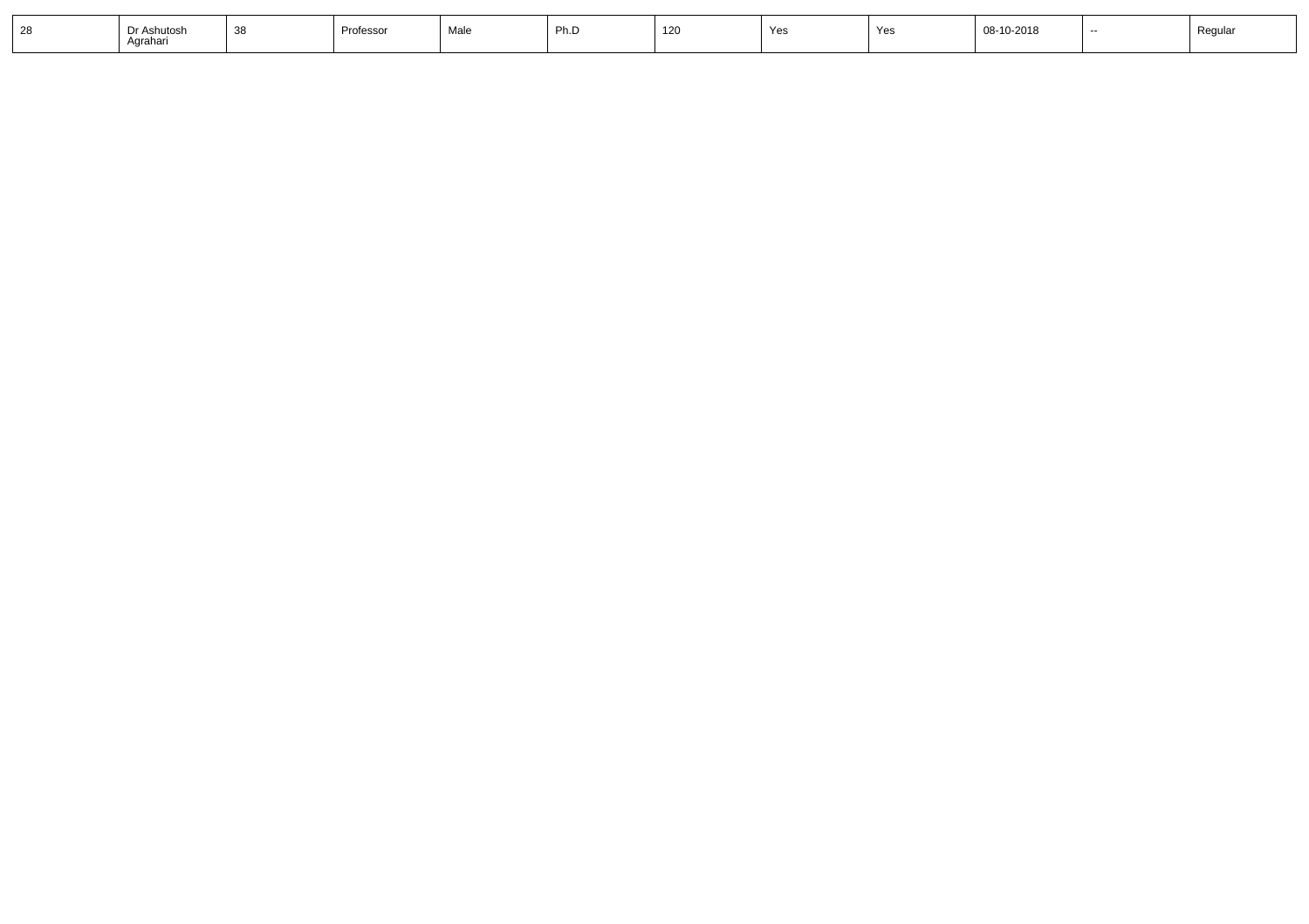| | | | | | | | | | | | |
|---|---|---|---|---|---|---|---|---|---|---|---|
| 28 | Dr Ashutosh Agrahari | 38 | Professor | Male | Ph.D | 120 | Yes | Yes | 08-10-2018 | -- | Regular |